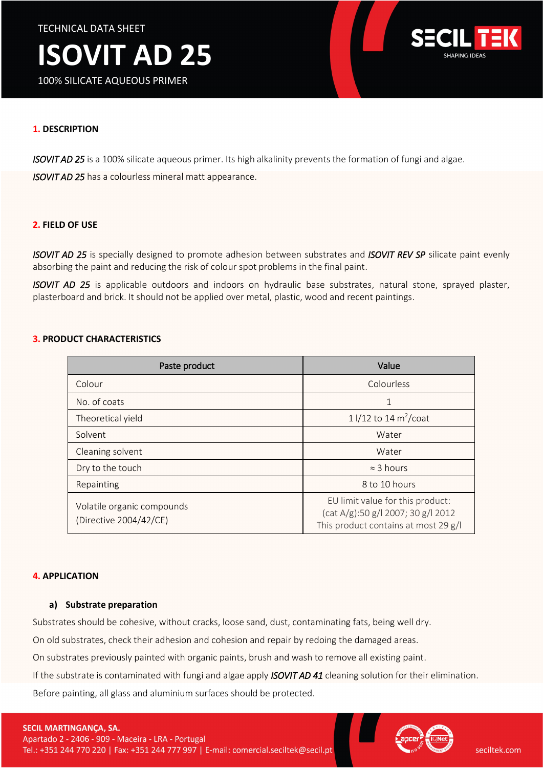TECHNICAL DATA SHEET

# ISOVIT AD 25

100% SILICATE AQUEOUS PRIMER

## 1. DESCRIPTION

*ISOVIT AD 25* is a 100% silicate aqueous primer. Its high alkalinity prevents the formation of fungi and algae.

*ISOVIT AD 25* has a colourless mineral matt appearance.

## 2. FIELD OF USE

*ISOVIT AD 25* is specially designed to promote adhesion between substrates and *ISOVIT REV SP* silicate paint evenly absorbing the paint and reducing the risk of colour spot problems in the final paint.

*ISOVIT AD 25* is applicable outdoors and indoors on hydraulic base substrates, natural stone, sprayed plaster, plasterboard and brick. It should not be applied over metal, plastic, wood and recent paintings.

## 3. PRODUCT CHARACTERISTICS

| Paste product | Value |
|---|---|
| Colour | Colourless |
| No. of coats | 1 |
| Theoretical yield | 1 l/12 to 14 $m^2$/coat |
| Solvent | Water |
| Cleaning solvent | Water |
| Dry to the touch | ≈ 3 hours |
| Repainting | 8 to 10 hours |
| Volatile organic compounds (Directive 2004/42/CE) | EU limit value for this product: (cat A/g):50 g/l 2007; 30 g/l 2012 This product contains at most 29 g/l |

## 4. APPLICATION

### a) Substrate preparation

Substrates should be cohesive, without cracks, loose sand, dust, contaminating fats, being well dry.

On old substrates, check their adhesion and cohesion and repair by redoing the damaged areas.

On substrates previously painted with organic paints, brush and wash to remove all existing paint.

If the substrate is contaminated with fungi and algae apply *ISOVIT AD 41* cleaning solution for their elimination.

Before painting, all glass and aluminium surfaces should be protected.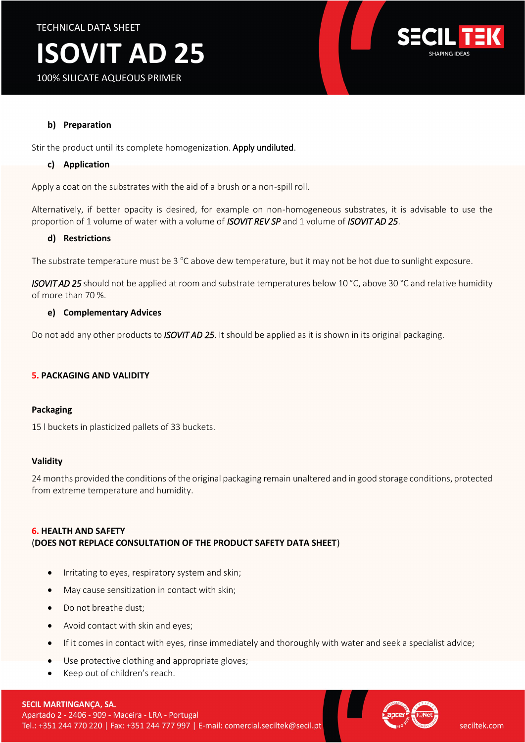#### b) Preparation

Stir the product until its complete homogenization. Apply undiluted.

#### c) Application

Apply a coat on the substrates with the aid of a brush or a non-spill roll.

Alternatively, if better opacity is desired, for example on non-homogeneous substrates, it is advisable to use the proportion of 1 volume of water with a volume of *ISOVIT REV SP* and 1 volume of *ISOVIT AD 25*.

#### d) Restrictions

The substrate temperature must be 3 °C above dew temperature, but it may not be hot due to sunlight exposure.

*ISOVIT AD 25* should not be applied at room and substrate temperatures below 10 °C, above 30 °C and relative humidity of more than 70 %.

#### e) Complementary Advices

Do not add any other products to *ISOVIT AD 25*. It should be applied as it is shown in its original packaging.

## 5. PACKAGING AND VALIDITY

**Packaging**

15 l buckets in plasticized pallets of 33 buckets.

**Validity**

24 months provided the conditions of the original packaging remain unaltered and in good storage conditions, protected from extreme temperature and humidity.

## 6. HEALTH AND SAFETY
**(DOES NOT REPLACE CONSULTATION OF THE PRODUCT SAFETY DATA SHEET)**

- Irritating to eyes, respiratory system and skin;
- May cause sensitization in contact with skin;
- Do not breathe dust;
- Avoid contact with skin and eyes;
- If it comes in contact with eyes, rinse immediately and thoroughly with water and seek a specialist advice;
- Use protective clothing and appropriate gloves;
- Keep out of children's reach.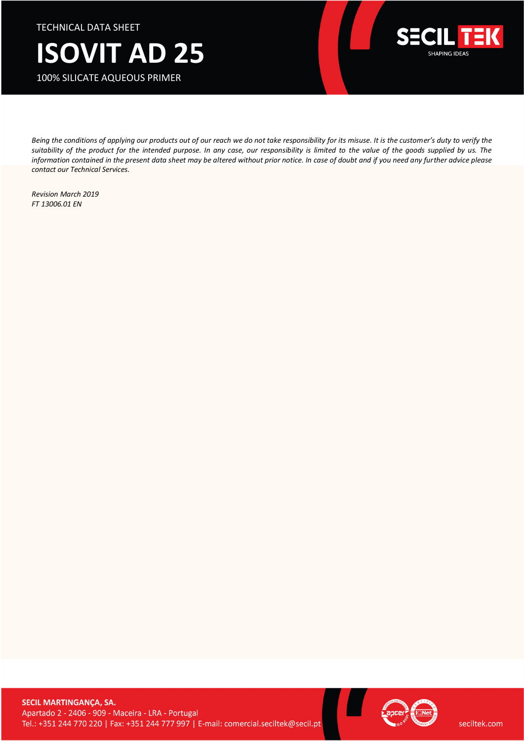*Being the conditions of applying our products out of our reach we do not take responsibility for its misuse. It is the customer's duty to verify the suitability of the product for the intended purpose. In any case, our responsibility is limited to the value of the goods supplied by us. The information contained in the present data sheet may be altered without prior notice. In case of doubt and if you need any further advice please contact our Technical Services.*

*Revision March 2019*
*FT 13006.01 EN*